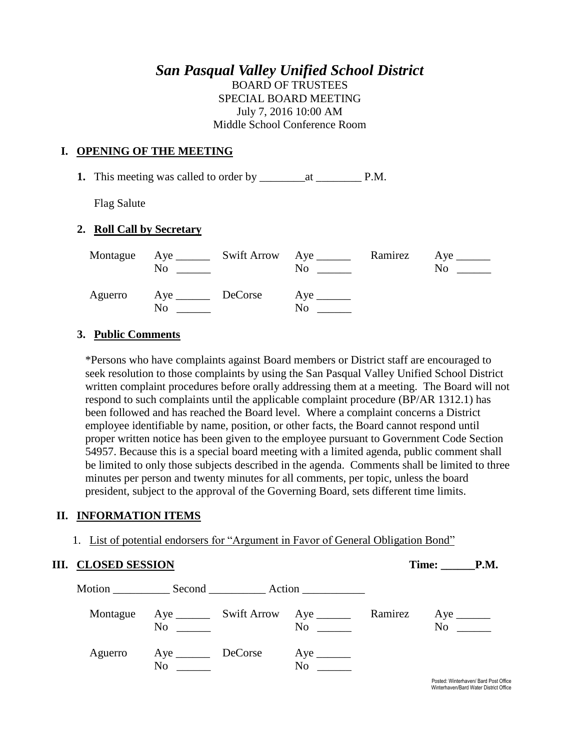# *San Pasqual Valley Unified School District*

BOARD OF TRUSTEES
SPECIAL BOARD MEETING
July 7, 2016 10:00 AM
Middle School Conference Room

## I. OPENING OF THE MEETING

**1.** This meeting was called to order by ________at ________ P.M.

Flag Salute

**2. Roll Call by Secretary**

| | | | | | |
|---|---|---|---|---|---|
| Montague | Aye ______<br>No ______ | Swift Arrow | Aye ______<br>No ______ | Ramirez | Aye ______<br>No ______ |
| Aguerro | Aye ______<br>No ______ | DeCorse | Aye ______<br>No ______ | | |

**3. Public Comments**

*Persons who have complaints against Board members or District staff are encouraged to seek resolution to those complaints by using the San Pasqual Valley Unified School District written complaint procedures before orally addressing them at a meeting. The Board will not respond to such complaints until the applicable complaint procedure (BP/AR 1312.1) has been followed and has reached the Board level. Where a complaint concerns a District employee identifiable by name, position, or other facts, the Board cannot respond until proper written notice has been given to the employee pursuant to Government Code Section 54957. Because this is a special board meeting with a limited agenda, public comment shall be limited to only those subjects described in the agenda. Comments shall be limited to three minutes per person and twenty minutes for all comments, per topic, unless the board president, subject to the approval of the Governing Board, sets different time limits.

## II. INFORMATION ITEMS

1. List of potential endorsers for "Argument in Favor of General Obligation Bond"

## III. CLOSED SESSION **Time: ______P.M.**

Motion __________ Second __________ Action ___________

| | | | | | |
|---|---|---|---|---|---|
| Montague | Aye ______<br>No ______ | Swift Arrow | Aye ______<br>No ______ | Ramirez | Aye ______<br>No ______ |
| Aguerro | Aye ______<br>No ______ | DeCorse | Aye ______<br>No ______ | | |

Posted: Winterhaven/ Bard Post Office
Winterhaven/Bard Water District Office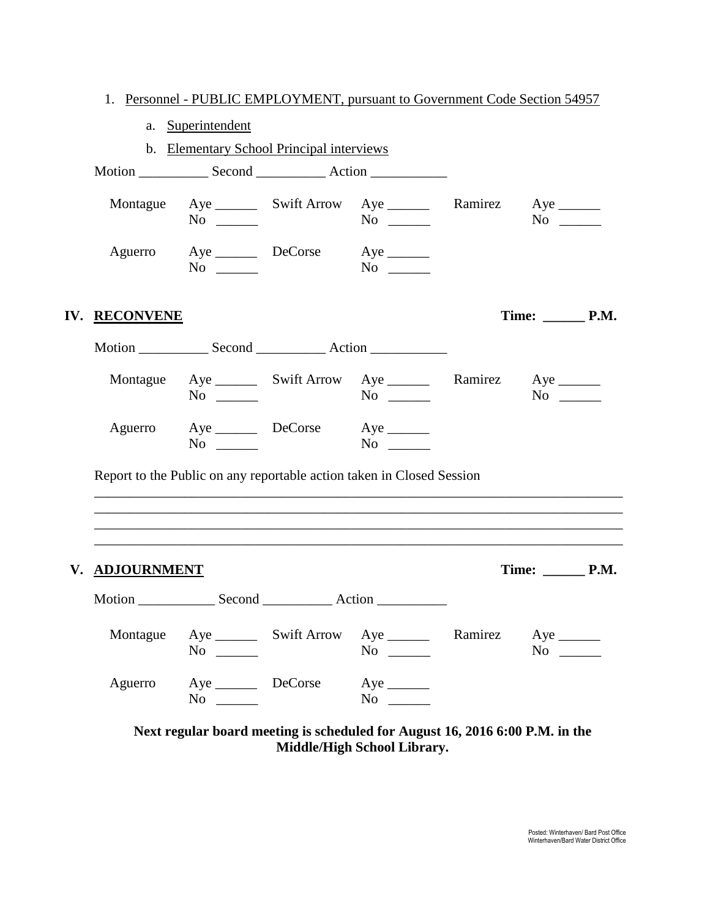1. Personnel - PUBLIC EMPLOYMENT, pursuant to Government Code Section 54957
   a. Superintendent
   b. Elementary School Principal interviews

Motion __________ Second __________ Action ___________

| | | | | | |
|---|---|---|---|---|---|
| Montague | Aye ______ No ______ | Swift Arrow | Aye ______ No ______ | Ramirez | Aye ______ No ______ |
| Aguerro | Aye ______ No ______ | DeCorse | Aye ______ No ______ | | |

## IV. RECONVENE

**Time: ______ P.M.**

Motion __________ Second __________ Action ___________

| | | | | | |
|---|---|---|---|---|---|
| Montague | Aye ______ No ______ | Swift Arrow | Aye ______ No ______ | Ramirez | Aye ______ No ______ |
| Aguerro | Aye ______ No ______ | DeCorse | Aye ______ No ______ | | |

Report to the Public on any reportable action taken in Closed Session

_____________________________________________________________________________
_____________________________________________________________________________
_____________________________________________________________________________
_____________________________________________________________________________

## V. ADJOURNMENT

**Time: ______ P.M.**

Motion ___________ Second __________ Action __________

| | | | | | |
|---|---|---|---|---|---|
| Montague | Aye ______ No ______ | Swift Arrow | Aye ______ No ______ | Ramirez | Aye ______ No ______ |
| Aguerro | Aye ______ No ______ | DeCorse | Aye ______ No ______ | | |

**Next regular board meeting is scheduled for August 16, 2016 6:00 P.M. in the Middle/High School Library.**

Posted: Winterhaven/ Bard Post Office
Winterhaven/Bard Water District Office